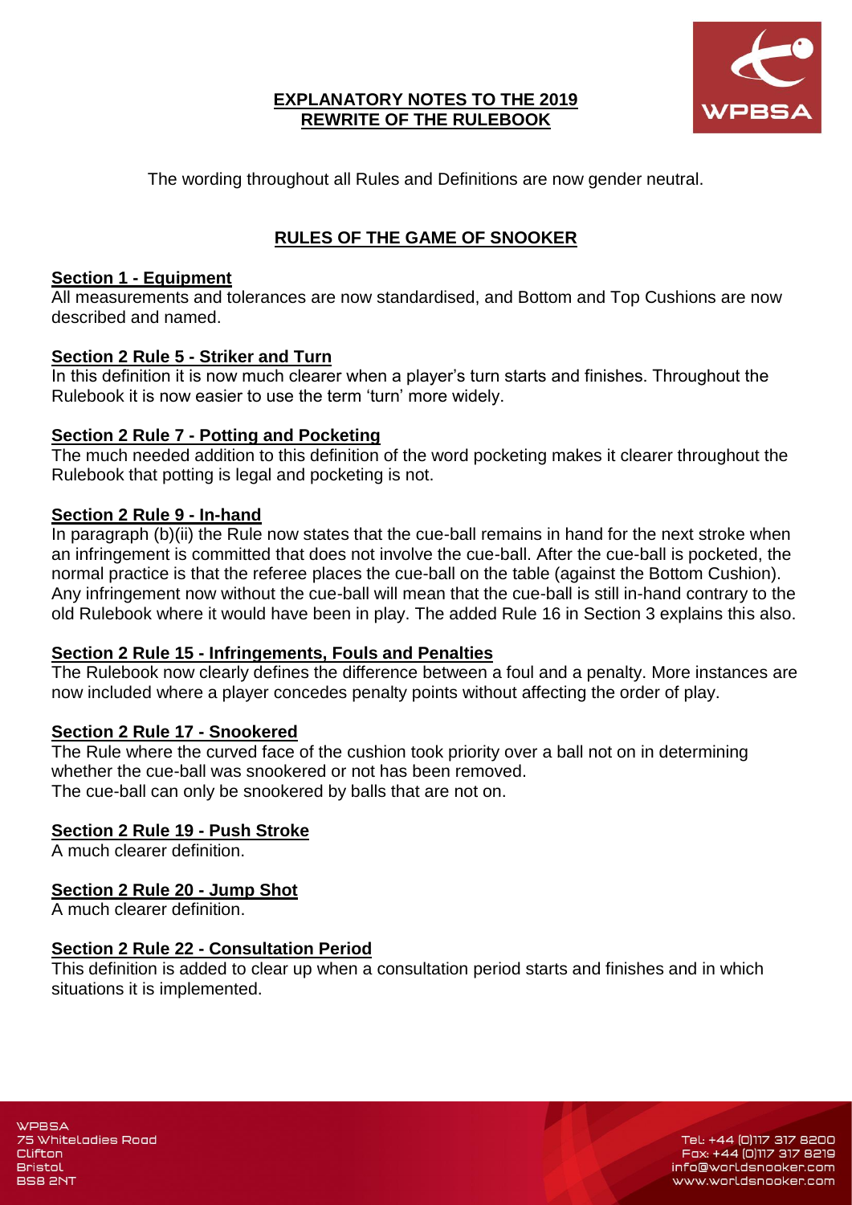# EXPLANATORY NOTES TO THE 2019 REWRITE OF THE RULEBOOK

The wording throughout all Rules and Definitions are now gender neutral.

## RULES OF THE GAME OF SNOOKER

### Section 1 - Equipment

All measurements and tolerances are now standardised, and Bottom and Top Cushions are now described and named.

### Section 2 Rule 5 - Striker and Turn

In this definition it is now much clearer when a player's turn starts and finishes. Throughout the Rulebook it is now easier to use the term 'turn' more widely.

### Section 2 Rule 7 - Potting and Pocketing

The much needed addition to this definition of the word pocketing makes it clearer throughout the Rulebook that potting is legal and pocketing is not.

### Section 2 Rule 9 - In-hand

In paragraph (b)(ii) the Rule now states that the cue-ball remains in hand for the next stroke when an infringement is committed that does not involve the cue-ball. After the cue-ball is pocketed, the normal practice is that the referee places the cue-ball on the table (against the Bottom Cushion). Any infringement now without the cue-ball will mean that the cue-ball is still in-hand contrary to the old Rulebook where it would have been in play. The added Rule 16 in Section 3 explains this also.

### Section 2 Rule 15 - Infringements, Fouls and Penalties

The Rulebook now clearly defines the difference between a foul and a penalty. More instances are now included where a player concedes penalty points without affecting the order of play.

### Section 2 Rule 17 - Snookered

The Rule where the curved face of the cushion took priority over a ball not on in determining whether the cue-ball was snookered or not has been removed.
The cue-ball can only be snookered by balls that are not on.

### Section 2 Rule 19 - Push Stroke

A much clearer definition.

### Section 2 Rule 20 - Jump Shot

A much clearer definition.

### Section 2 Rule 22 - Consultation Period

This definition is added to clear up when a consultation period starts and finishes and in which situations it is implemented.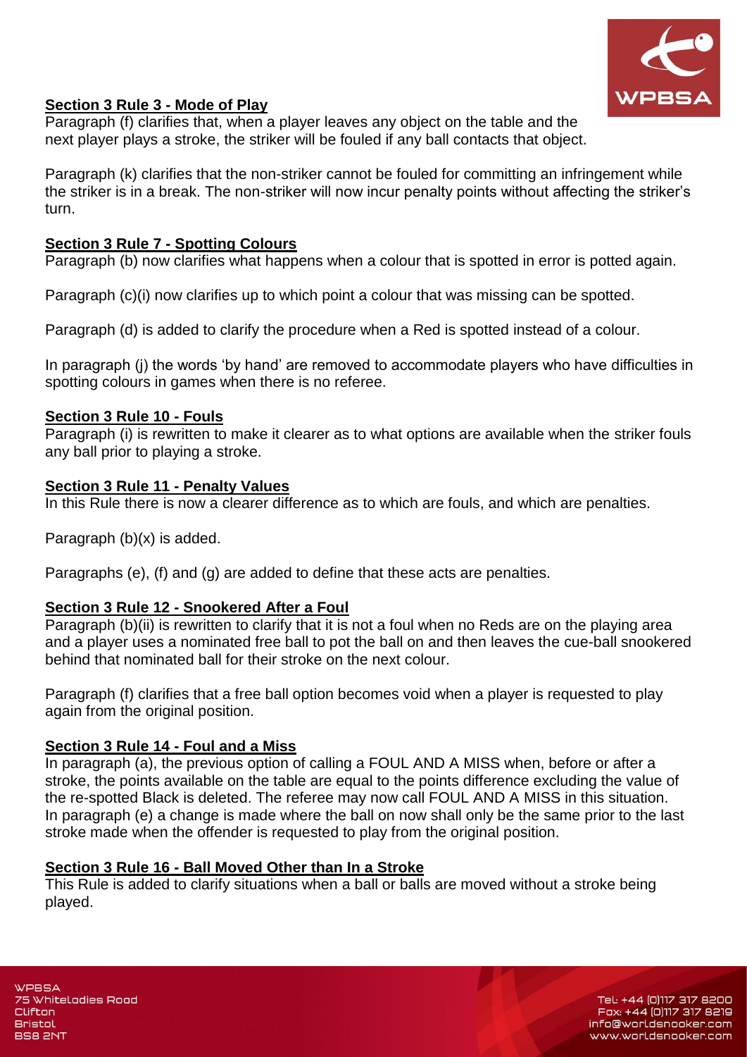**Section 3 Rule 3 - Mode of Play**

Paragraph (f) clarifies that, when a player leaves any object on the table and the next player plays a stroke, the striker will be fouled if any ball contacts that object.

Paragraph (k) clarifies that the non-striker cannot be fouled for committing an infringement while the striker is in a break. The non-striker will now incur penalty points without affecting the striker's turn.

**Section 3 Rule 7 - Spotting Colours**

Paragraph (b) now clarifies what happens when a colour that is spotted in error is potted again.

Paragraph (c)(i) now clarifies up to which point a colour that was missing can be spotted.

Paragraph (d) is added to clarify the procedure when a Red is spotted instead of a colour.

In paragraph (j) the words 'by hand' are removed to accommodate players who have difficulties in spotting colours in games when there is no referee.

**Section 3 Rule 10 - Fouls**

Paragraph (i) is rewritten to make it clearer as to what options are available when the striker fouls any ball prior to playing a stroke.

**Section 3 Rule 11 - Penalty Values**

In this Rule there is now a clearer difference as to which are fouls, and which are penalties.

Paragraph (b)(x) is added.

Paragraphs (e), (f) and (g) are added to define that these acts are penalties.

**Section 3 Rule 12 - Snookered After a Foul**

Paragraph (b)(ii) is rewritten to clarify that it is not a foul when no Reds are on the playing area and a player uses a nominated free ball to pot the ball on and then leaves the cue-ball snookered behind that nominated ball for their stroke on the next colour.

Paragraph (f) clarifies that a free ball option becomes void when a player is requested to play again from the original position.

**Section 3 Rule 14 - Foul and a Miss**

In paragraph (a), the previous option of calling a FOUL AND A MISS when, before or after a stroke, the points available on the table are equal to the points difference excluding the value of the re-spotted Black is deleted. The referee may now call FOUL AND A MISS in this situation.
In paragraph (e) a change is made where the ball on now shall only be the same prior to the last stroke made when the offender is requested to play from the original position.

**Section 3 Rule 16 - Ball Moved Other than In a Stroke**

This Rule is added to clarify situations when a ball or balls are moved without a stroke being played.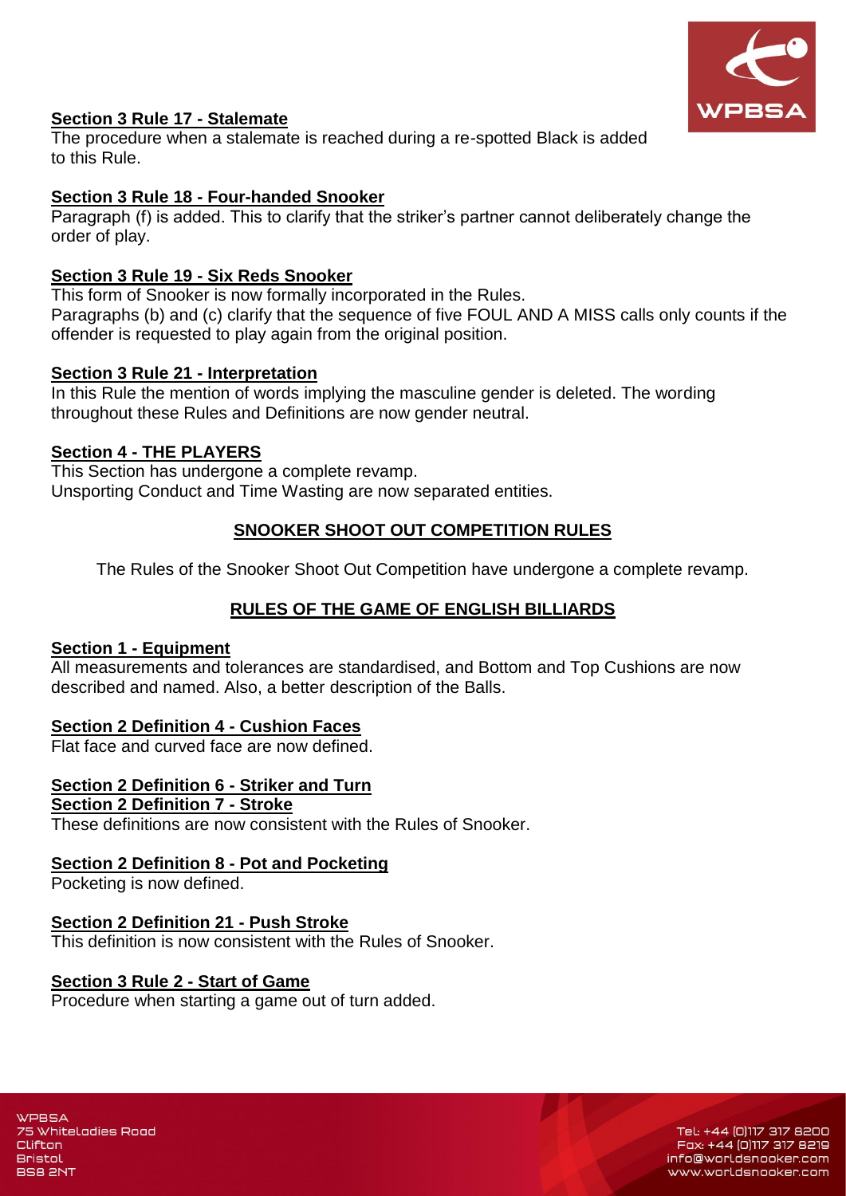**Section 3 Rule 17 - Stalemate**

The procedure when a stalemate is reached during a re-spotted Black is added to this Rule.

**Section 3 Rule 18 - Four-handed Snooker**

Paragraph (f) is added. This to clarify that the striker's partner cannot deliberately change the order of play.

**Section 3 Rule 19 - Six Reds Snooker**

This form of Snooker is now formally incorporated in the Rules.
Paragraphs (b) and (c) clarify that the sequence of five FOUL AND A MISS calls only counts if the offender is requested to play again from the original position.

**Section 3 Rule 21 - Interpretation**

In this Rule the mention of words implying the masculine gender is deleted. The wording throughout these Rules and Definitions are now gender neutral.

**Section 4 - THE PLAYERS**

This Section has undergone a complete revamp.
Unsporting Conduct and Time Wasting are now separated entities.

## SNOOKER SHOOT OUT COMPETITION RULES

The Rules of the Snooker Shoot Out Competition have undergone a complete revamp.

## RULES OF THE GAME OF ENGLISH BILLIARDS

**Section 1 - Equipment**

All measurements and tolerances are standardised, and Bottom and Top Cushions are now described and named. Also, a better description of the Balls.

**Section 2 Definition 4 - Cushion Faces**

Flat face and curved face are now defined.

**Section 2 Definition 6 - Striker and Turn**
**Section 2 Definition 7 - Stroke**

These definitions are now consistent with the Rules of Snooker.

**Section 2 Definition 8 - Pot and Pocketing**

Pocketing is now defined.

**Section 2 Definition 21 - Push Stroke**

This definition is now consistent with the Rules of Snooker.

**Section 3 Rule 2 - Start of Game**

Procedure when starting a game out of turn added.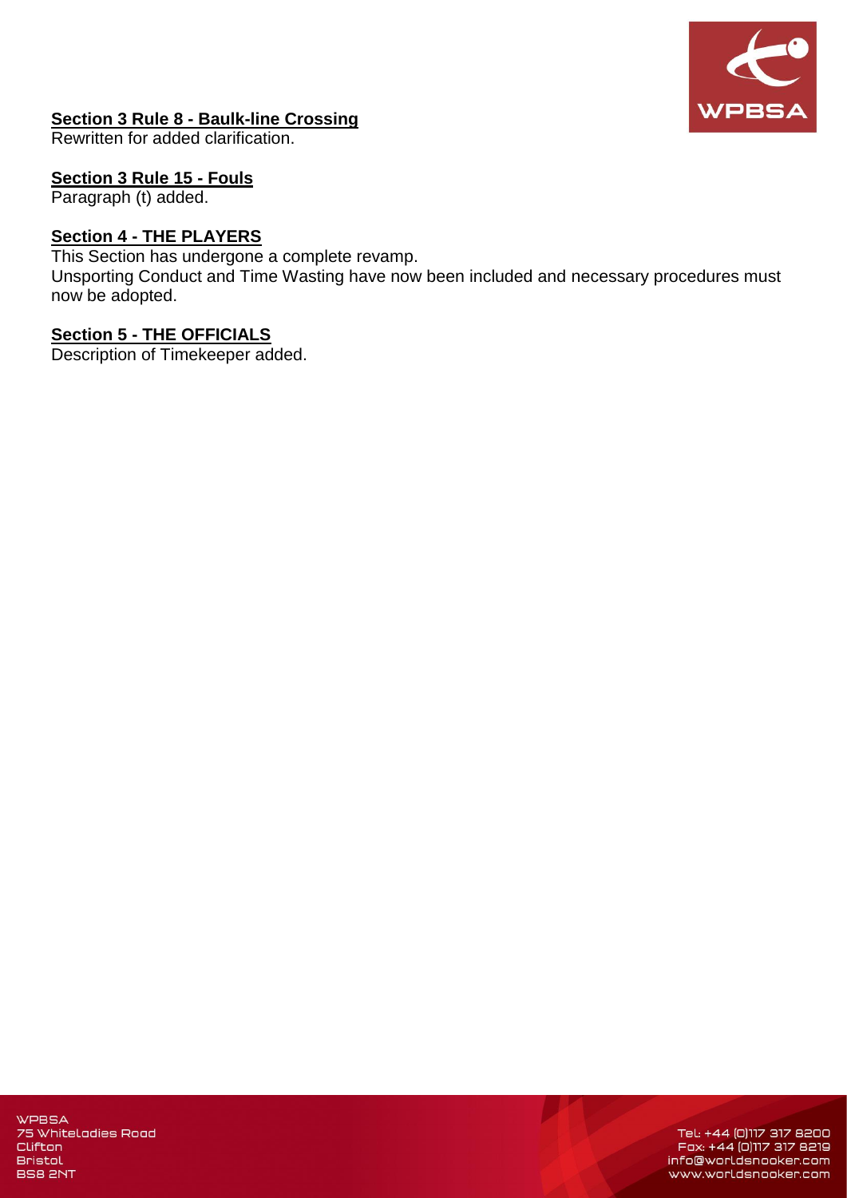**Section 3 Rule 8 - Baulk-line Crossing**

Rewritten for added clarification.

**Section 3 Rule 15 - Fouls**

Paragraph (t) added.

**Section 4 - THE PLAYERS**

This Section has undergone a complete revamp.
Unsporting Conduct and Time Wasting have now been included and necessary procedures must now be adopted.

**Section 5 - THE OFFICIALS**

Description of Timekeeper added.